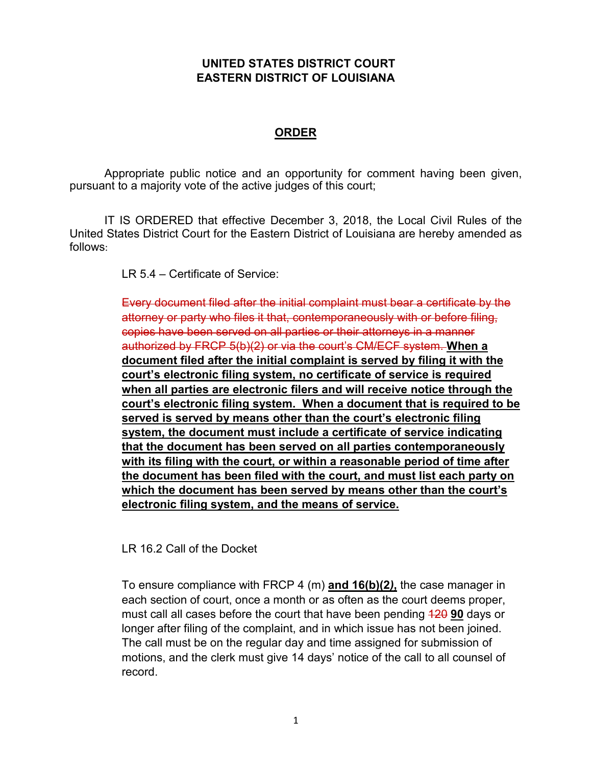**UNITED STATES DISTRICT COURT**
**EASTERN DISTRICT OF LOUISIANA**

## ORDER

Appropriate public notice and an opportunity for comment having been given, pursuant to a majority vote of the active judges of this court;

IT IS ORDERED that effective December 3, 2018, the Local Civil Rules of the United States District Court for the Eastern District of Louisiana are hereby amended as follows:

LR 5.4 – Certificate of Service:

~~Every document filed after the initial complaint must bear a certificate by the attorney or party who files it that, contemporaneously with or before filing, copies have been served on all parties or their attorneys in a manner authorized by FRCP 5(b)(2) or via the court's CM/ECF system.~~ **When a document filed after the initial complaint is served by filing it with the court's electronic filing system, no certificate of service is required when all parties are electronic filers and will receive notice through the court's electronic filing system. When a document that is required to be served is served by means other than the court's electronic filing system, the document must include a certificate of service indicating that the document has been served on all parties contemporaneously with its filing with the court, or within a reasonable period of time after the document has been filed with the court, and must list each party on which the document has been served by means other than the court's electronic filing system, and the means of service.**

LR 16.2 Call of the Docket

To ensure compliance with FRCP 4 (m) **and 16(b)(2),** the case manager in each section of court, once a month or as often as the court deems proper, must call all cases before the court that have been pending ~~120~~ **90** days or longer after filing of the complaint, and in which issue has not been joined. The call must be on the regular day and time assigned for submission of motions, and the clerk must give 14 days' notice of the call to all counsel of record.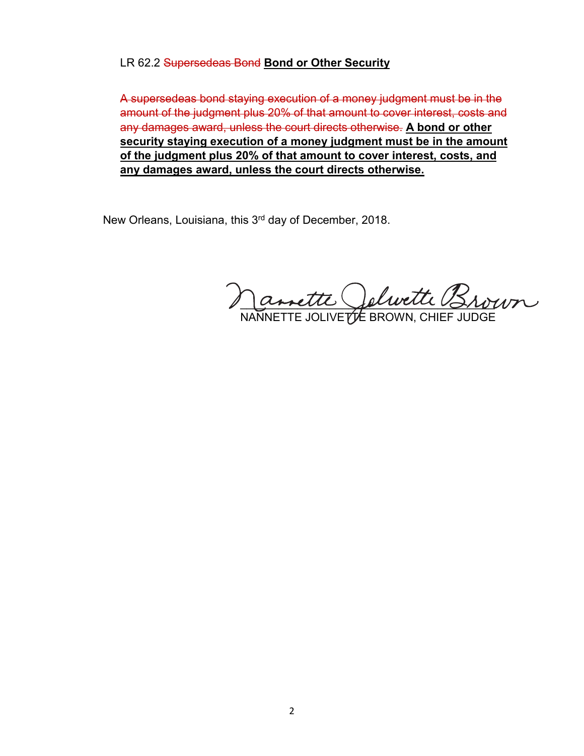LR 62.2 ~~Supersedeas Bond~~ **<u>Bond or Other Security</u>**

~~A supersedeas bond staying execution of a money judgment must be in the amount of the judgment plus 20% of that amount to cover interest, costs and any damages award, unless the court directs otherwise.~~ **<u>A bond or other security staying execution of a money judgment must be in the amount of the judgment plus 20% of that amount to cover interest, costs, and any damages award, unless the court directs otherwise.</u>**

New Orleans, Louisiana, this 3rd day of December, 2018.

Nannette Jolivette Brown

NANNETTE JOLIVETTE BROWN, CHIEF JUDGE